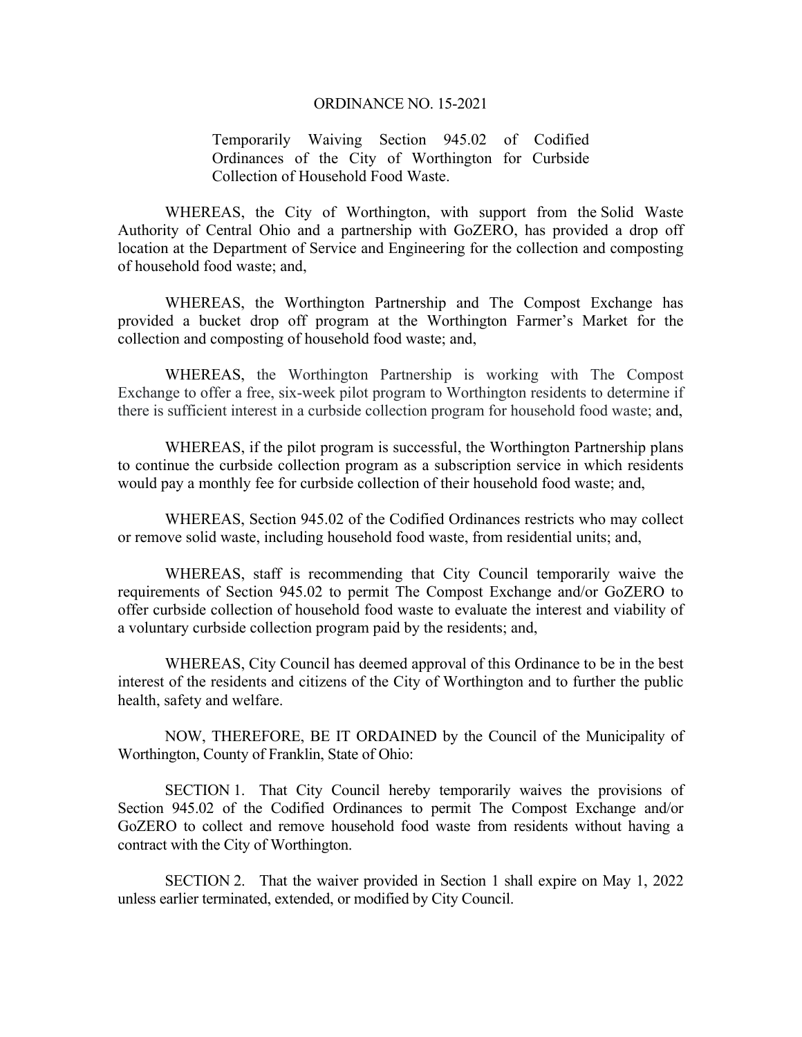# ORDINANCE NO. 15-2021

Temporarily Waiving Section 945.02 of Codified Ordinances of the City of Worthington for Curbside Collection of Household Food Waste.

WHEREAS, the City of Worthington, with support from the Solid Waste Authority of Central Ohio and a partnership with GoZERO, has provided a drop off location at the Department of Service and Engineering for the collection and composting of household food waste; and,

WHEREAS, the Worthington Partnership and The Compost Exchange has provided a bucket drop off program at the Worthington Farmer's Market for the collection and composting of household food waste; and,

WHEREAS, the Worthington Partnership is working with The Compost Exchange to offer a free, six-week pilot program to Worthington residents to determine if there is sufficient interest in a curbside collection program for household food waste; and,

WHEREAS, if the pilot program is successful, the Worthington Partnership plans to continue the curbside collection program as a subscription service in which residents would pay a monthly fee for curbside collection of their household food waste; and,

WHEREAS, Section 945.02 of the Codified Ordinances restricts who may collect or remove solid waste, including household food waste, from residential units; and,

WHEREAS, staff is recommending that City Council temporarily waive the requirements of Section 945.02 to permit The Compost Exchange and/or GoZERO to offer curbside collection of household food waste to evaluate the interest and viability of a voluntary curbside collection program paid by the residents; and,

WHEREAS, City Council has deemed approval of this Ordinance to be in the best interest of the residents and citizens of the City of Worthington and to further the public health, safety and welfare.

NOW, THEREFORE, BE IT ORDAINED by the Council of the Municipality of Worthington, County of Franklin, State of Ohio:

SECTION 1. That City Council hereby temporarily waives the provisions of Section 945.02 of the Codified Ordinances to permit The Compost Exchange and/or GoZERO to collect and remove household food waste from residents without having a contract with the City of Worthington.

SECTION 2. That the waiver provided in Section 1 shall expire on May 1, 2022 unless earlier terminated, extended, or modified by City Council.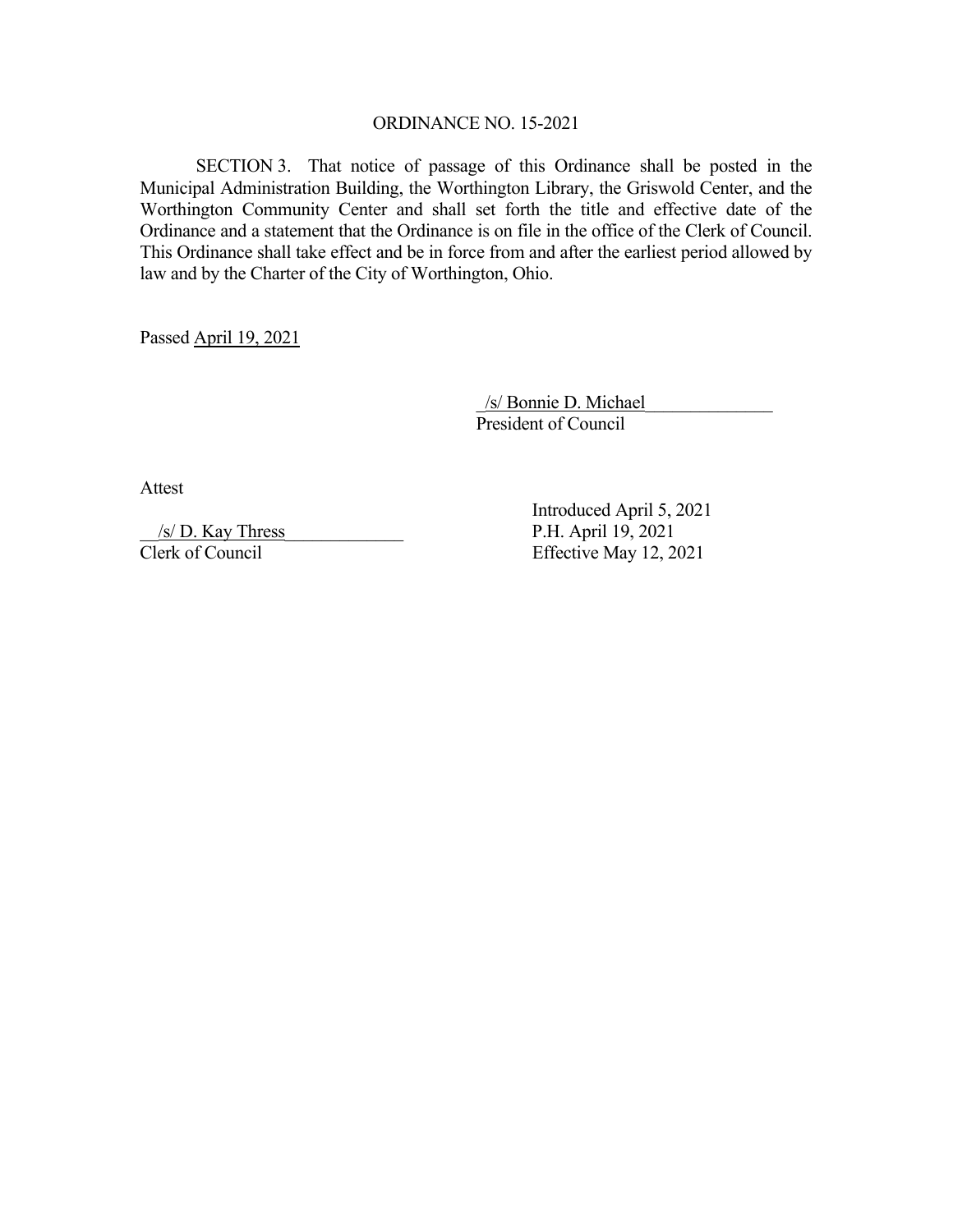ORDINANCE NO. 15-2021

SECTION 3. That notice of passage of this Ordinance shall be posted in the Municipal Administration Building, the Worthington Library, the Griswold Center, and the Worthington Community Center and shall set forth the title and effective date of the Ordinance and a statement that the Ordinance is on file in the office of the Clerk of Council. This Ordinance shall take effect and be in force from and after the earliest period allowed by law and by the Charter of the City of Worthington, Ohio.

Passed April 19, 2021

_/s/ Bonnie D. Michael_____________
President of Council

Attest

__/s/ D. Kay Thress_____________
Clerk of Council

Introduced April 5, 2021
P.H. April 19, 2021
Effective May 12, 2021